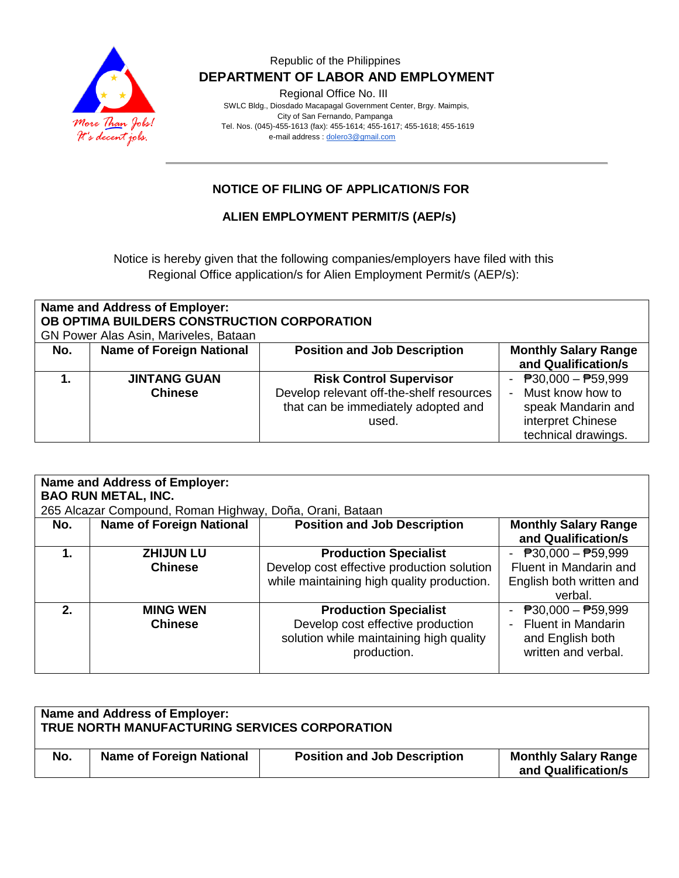Republic of the Philippines

**DEPARTMENT OF LABOR AND EMPLOYMENT**

Regional Office No. III

SWLC Bldg., Diosdado Macapagal Government Center, Brgy. Maimpis, City of San Fernando, Pampanga

Tel. Nos. (045)-455-1613 (fax): 455-1614; 455-1617; 455-1618; 455-1619

e-mail address : dolero3@gmail.com

---

## NOTICE OF FILING OF APPLICATION/S FOR

## ALIEN EMPLOYMENT PERMIT/S (AEP/s)

Notice is hereby given that the following companies/employers have filed with this Regional Office application/s for Alien Employment Permit/s (AEP/s):

**Name and Address of Employer:**
**OB OPTIMA BUILDERS CONSTRUCTION CORPORATION**
GN Power Alas Asin, Mariveles, Bataan

| No. | Name of Foreign National | Position and Job Description | Monthly Salary Range and Qualification/s |
|---|---|---|---|
| **1.** | **JINTANG GUAN** **Chinese** | **Risk Control Supervisor** Develop relevant off-the-shelf resources that can be immediately adopted and used. | - ₱30,000 – ₱59,999 - Must know how to speak Mandarin and interpret Chinese technical drawings. |

**Name and Address of Employer:**
**BAO RUN METAL, INC.**
265 Alcazar Compound, Roman Highway, Doña, Orani, Bataan

| No. | Name of Foreign National | Position and Job Description | Monthly Salary Range and Qualification/s |
|---|---|---|---|
| **1.** | **ZHIJUN LU** **Chinese** | **Production Specialist** Develop cost effective production solution while maintaining high quality production. | - ₱30,000 – ₱59,999 Fluent in Mandarin and English both written and verbal. |
| **2.** | **MING WEN** **Chinese** | **Production Specialist** Develop cost effective production solution while maintaining high quality production. | - ₱30,000 – ₱59,999 - Fluent in Mandarin and English both written and verbal. |

**Name and Address of Employer:**
**TRUE NORTH MANUFACTURING SERVICES CORPORATION**

| No. | Name of Foreign National | Position and Job Description | Monthly Salary Range and Qualification/s |
|---|---|---|---|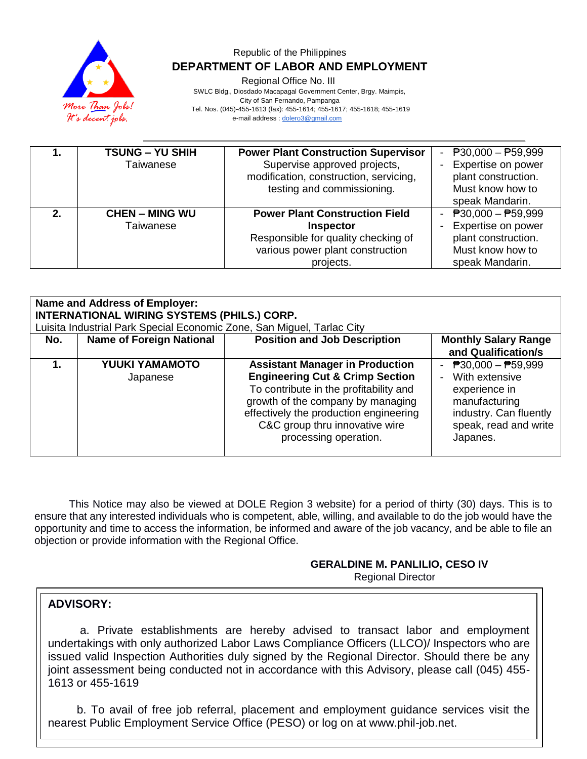Republic of the Philippines
**DEPARTMENT OF LABOR AND EMPLOYMENT**
Regional Office No. III
SWLC Bldg., Diosdado Macapagal Government Center, Brgy. Maimpis,
City of San Fernando, Pampanga
Tel. Nos. (045)-455-1613 (fax): 455-1614; 455-1617; 455-1618; 455-1619
e-mail address : dolero3@gmail.com

| | | | |
|---|---|---|---|
| **1.** | **TSUNG – YU SHIH** Taiwanese | **Power Plant Construction Supervisor** Supervise approved projects, modification, construction, servicing, testing and commissioning. | - ₱30,000 – ₱59,999<br>- Expertise on power plant construction. Must know how to speak Mandarin. |
| **2.** | **CHEN – MING WU** Taiwanese | **Power Plant Construction Field Inspector** Responsible for quality checking of various power plant construction projects. | - ₱30,000 – ₱59,999<br>- Expertise on power plant construction. Must know how to speak Mandarin. |

**Name and Address of Employer:**
**INTERNATIONAL WIRING SYSTEMS (PHILS.) CORP.**
Luisita Industrial Park Special Economic Zone, San Miguel, Tarlac City

| No. | Name of Foreign National | Position and Job Description | Monthly Salary Range and Qualification/s |
|---|---|---|---|
| **1.** | **YUUKI YAMAMOTO** Japanese | **Assistant Manager in Production Engineering Cut & Crimp Section** To contribute in the profitability and growth of the company by managing effectively the production engineering C&C group thru innovative wire processing operation. | - ₱30,000 – ₱59,999<br>- With extensive experience in manufacturing industry. Can fluently speak, read and write Japanes. |

This Notice may also be viewed at DOLE Region 3 website) for a period of thirty (30) days. This is to ensure that any interested individuals who is competent, able, willing, and available to do the job would have the opportunity and time to access the information, be informed and aware of the job vacancy, and be able to file an objection or provide information with the Regional Office.

**GERALDINE M. PANLILIO, CESO IV**
Regional Director

**ADVISORY:**

a. Private establishments are hereby advised to transact labor and employment undertakings with only authorized Labor Laws Compliance Officers (LLCO)/ Inspectors who are issued valid Inspection Authorities duly signed by the Regional Director. Should there be any joint assessment being conducted not in accordance with this Advisory, please call (045) 455-1613 or 455-1619

b. To avail of free job referral, placement and employment guidance services visit the nearest Public Employment Service Office (PESO) or log on at www.phil-job.net.